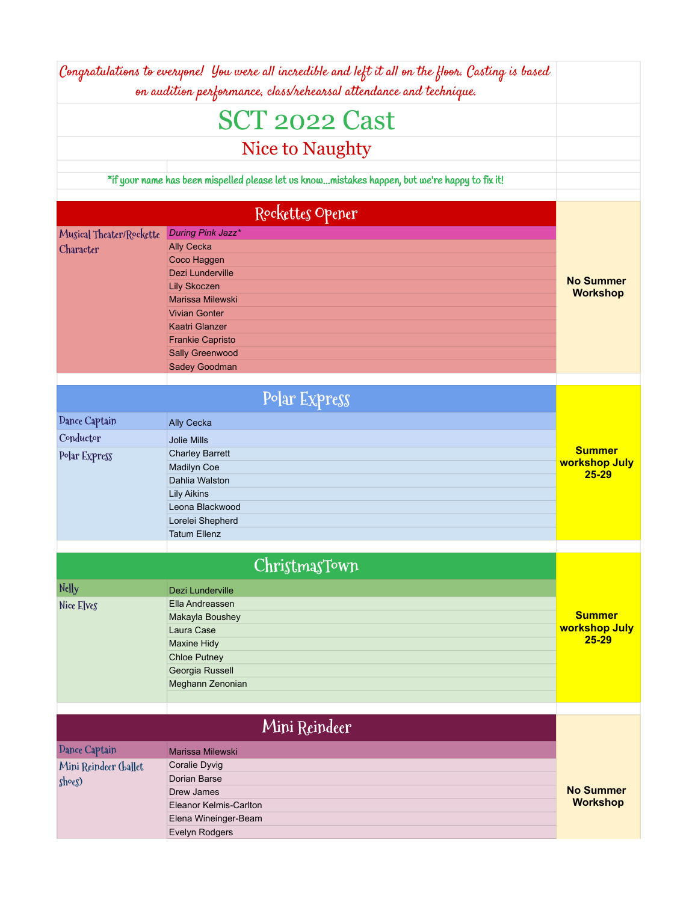*Congratulations to everyone! You were all incredible and left it all on the floor. Casting is based on audition performance, class/rehearsal attendance and technique.*

# SCT 2022 Cast

## Nice to Naughty

*if your name has been mispelled please let us know...mistakes happen, but we're happy to fix it!

## Rockettes Opener

| Role | Cast | Workshop |
|---|---|---|
| Musical Theater/Rockette Character | *During Pink Jazz** | No Summer Workshop |
| | Ally Cecka | |
| | Coco Haggen | |
| | Dezi Lunderville | |
| | Lily Skoczen | |
| | Marissa Milewski | |
| | Vivian Gonter | |
| | Kaatri Glanzer | |
| | Frankie Capristo | |
| | Sally Greenwood | |
| | Sadey Goodman | |

## Polar Express

| Role | Cast | Workshop |
|---|---|---|
| Dance Captain | Ally Cecka | Summer workshop July 25-29 |
| Conductor | Jolie Mills | |
| Polar Express | Charley Barrett | |
| | Madilyn Coe | |
| | Dahlia Walston | |
| | Lily Aikins | |
| | Leona Blackwood | |
| | Lorelei Shepherd | |
| | Tatum Ellenz | |

## ChristmasTown

| Role | Cast | Workshop |
|---|---|---|
| Nelly | Dezi Lunderville | Summer workshop July 25-29 |
| Nice Elves | Ella Andreassen | |
| | Makayla Boushey | |
| | Laura Case | |
| | Maxine Hidy | |
| | Chloe Putney | |
| | Georgia Russell | |
| | Meghann Zenonian | |

## Mini Reindeer

| Role | Cast | Workshop |
|---|---|---|
| Dance Captain | Marissa Milewski | No Summer Workshop |
| Mini Reindeer (ballet shoes) | Coralie Dyvig | |
| | Dorian Barse | |
| | Drew James | |
| | Eleanor Kelmis-Carlton | |
| | Elena Wineinger-Beam | |
| | Evelyn Rodgers | |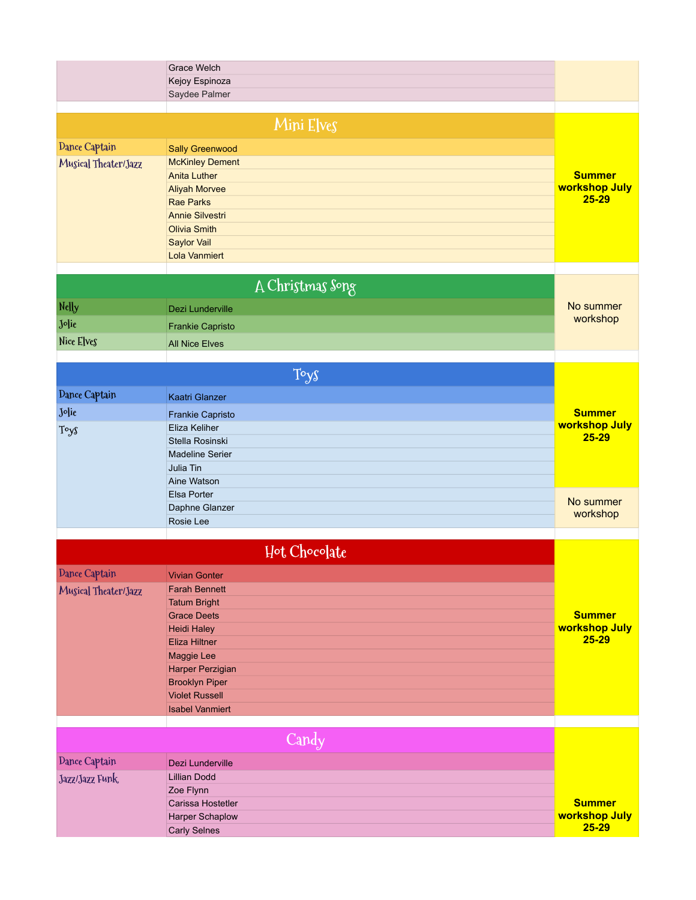| | | |
|---|---|---|
| | Grace Welch | |
| | Kejoy Espinoza | |
| | Saydee Palmer | |

## Mini Elves

| Role | Name | Summer workshop |
|---|---|---|
| Dance Captain | Sally Greenwood | **Summer workshop July 25-29** |
| Musical Theater/Jazz | McKinley Dement | |
| | Anita Luther | |
| | Aliyah Morvee | |
| | Rae Parks | |
| | Annie Silvestri | |
| | Olivia Smith | |
| | Saylor Vail | |
| | Lola Vanmiert | |

## A Christmas Song

| Role | Name | Summer workshop |
|---|---|---|
| Nelly | Dezi Lunderville | No summer workshop |
| Jolie | Frankie Capristo | |
| Nice Elves | All Nice Elves | |

## Toys

| Role | Name | Summer workshop |
|---|---|---|
| Dance Captain | Kaatri Glanzer | **Summer workshop July 25-29** |
| Jolie | Frankie Capristo | |
| Toys | Eliza Keliher | |
| | Stella Rosinski | |
| | Madeline Serier | |
| | Julia Tin | |
| | Aine Watson | |
| | Elsa Porter | No summer workshop |
| | Daphne Glanzer | |
| | Rosie Lee | |

## Hot Chocolate

| Role | Name | Summer workshop |
|---|---|---|
| Dance Captain | Vivian Gonter | **Summer workshop July 25-29** |
| Musical Theater/Jazz | Farah Bennett | |
| | Tatum Bright | |
| | Grace Deets | |
| | Heidi Haley | |
| | Eliza Hiltner | |
| | Maggie Lee | |
| | Harper Perzigian | |
| | Brooklyn Piper | |
| | Violet Russell | |
| | Isabel Vanmiert | |

## Candy

| Role | Name | Summer workshop |
|---|---|---|
| Dance Captain | Dezi Lunderville | **Summer workshop July 25-29** |
| Jazz/Jazz Funk | Lillian Dodd | |
| | Zoe Flynn | |
| | Carissa Hostetler | |
| | Harper Schaplow | |
| | Carly Selnes | |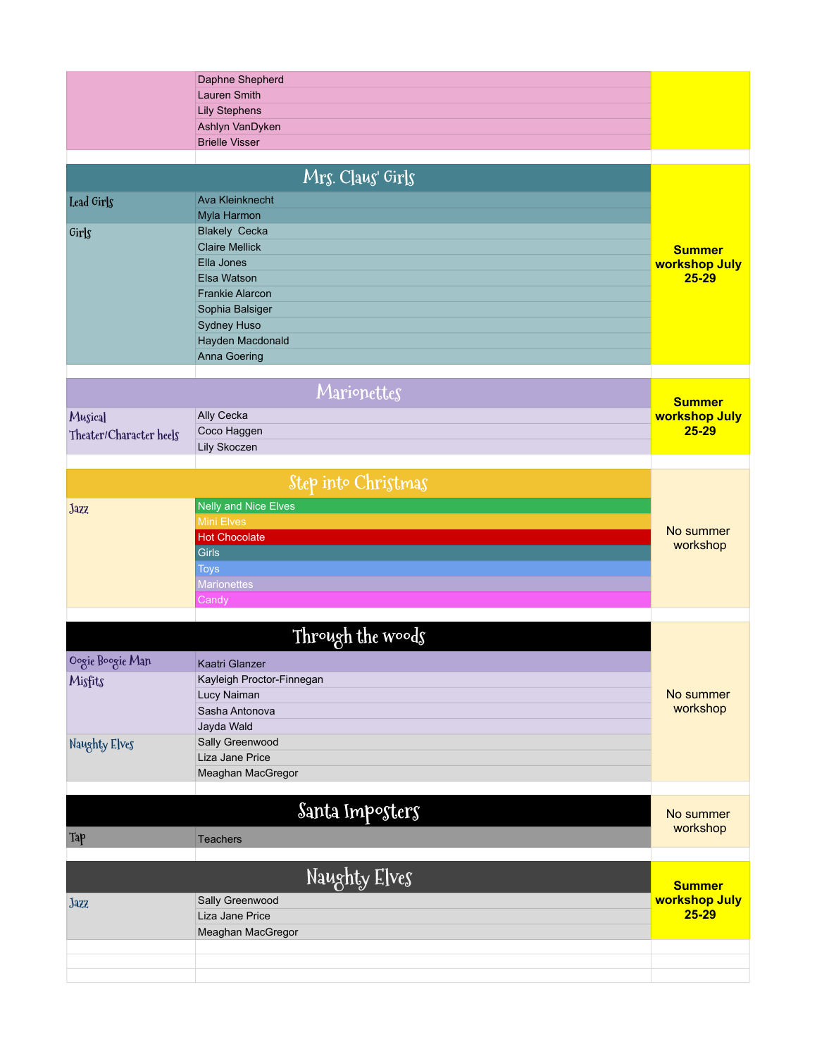| | | |
|---|---|---|
| | Daphne Shepherd | |
| | Lauren Smith | |
| | Lily Stephens | |
| | Ashlyn VanDyken | |
| | Brielle Visser | |

| Mrs. Claus' Girls | | |
|---|---|---|
| Lead Girls | Ava Kleinknecht | **Summer workshop July 25-29** |
| | Myla Harmon | |
| Girls | Blakely Cecka | |
| | Claire Mellick | |
| | Ella Jones | |
| | Elsa Watson | |
| | Frankie Alarcon | |
| | Sophia Balsiger | |
| | Sydney Huso | |
| | Hayden Macdonald | |
| | Anna Goering | |

| Marionettes | | |
|---|---|---|
| Musical Theater/Character heels | Ally Cecka | **Summer workshop July 25-29** |
| | Coco Haggen | |
| | Lily Skoczen | |

| Step into Christmas | | |
|---|---|---|
| Jazz | Nelly and Nice Elves | No summer workshop |
| | Mini Elves | |
| | Hot Chocolate | |
| | Girls | |
| | Toys | |
| | Marionettes | |
| | Candy | |

| Through the woods | | |
|---|---|---|
| Oogie Boogie Man | Kaatri Glanzer | No summer workshop |
| Misfits | Kayleigh Proctor-Finnegan | |
| | Lucy Naiman | |
| | Sasha Antonova | |
| | Jayda Wald | |
| Naughty Elves | Sally Greenwood | |
| | Liza Jane Price | |
| | Meaghan MacGregor | |

| Santa Imposters | | |
|---|---|---|
| Tap | Teachers | No summer workshop |

| Naughty Elves | | |
|---|---|---|
| Jazz | Sally Greenwood | **Summer workshop July 25-29** |
| | Liza Jane Price | |
| | Meaghan MacGregor | |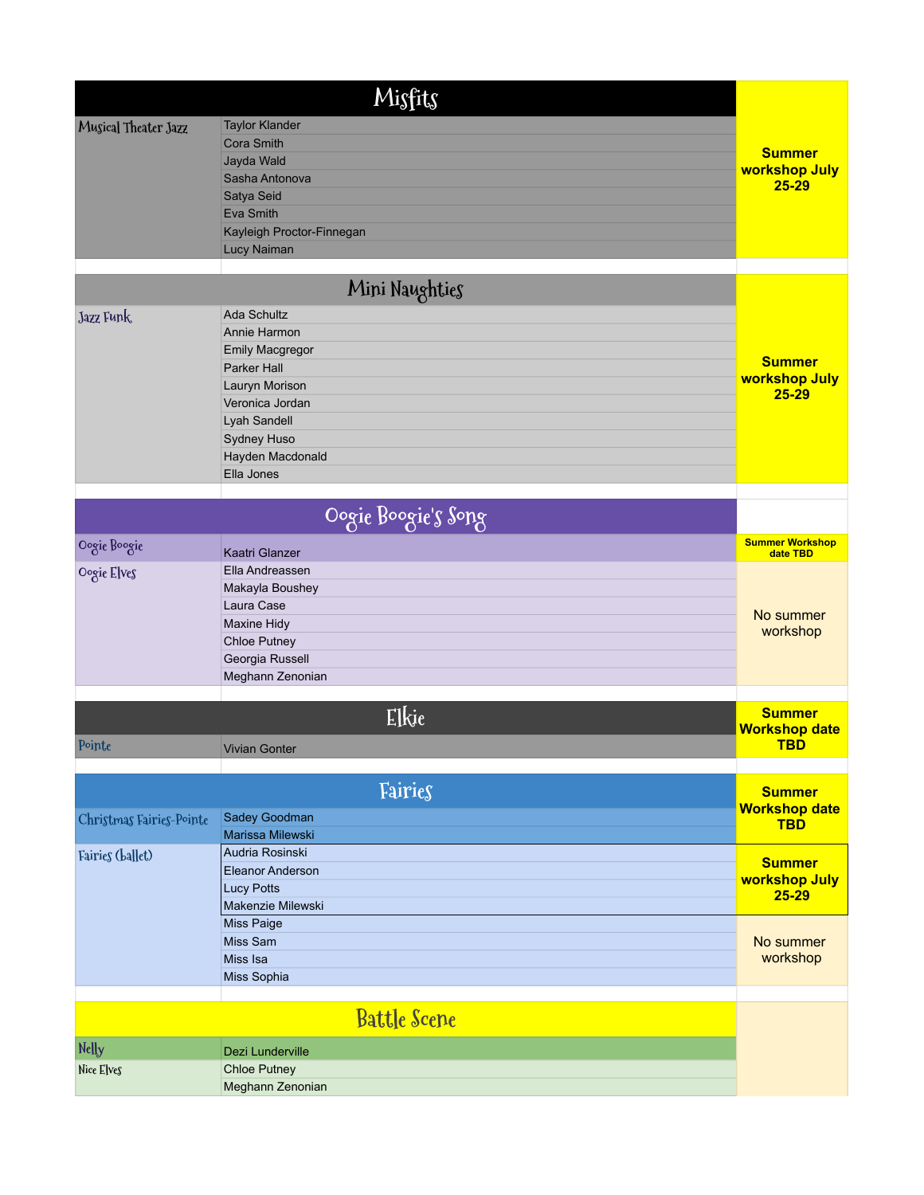## Misfits

| Role | Dancer | Summer Workshop |
|---|---|---|
| Musical Theater Jazz | Taylor Klander | Summer workshop July 25-29 |
| | Cora Smith | |
| | Jayda Wald | |
| | Sasha Antonova | |
| | Satya Seid | |
| | Eva Smith | |
| | Kayleigh Proctor-Finnegan | |
| | Lucy Naiman | |

## Mini Naughties

| Role | Dancer | Summer Workshop |
|---|---|---|
| Jazz Funk | Ada Schultz | Summer workshop July 25-29 |
| | Annie Harmon | |
| | Emily Macgregor | |
| | Parker Hall | |
| | Lauryn Morison | |
| | Veronica Jordan | |
| | Lyah Sandell | |
| | Sydney Huso | |
| | Hayden Macdonald | |
| | Ella Jones | |

## Oogie Boogie's Song

| Role | Dancer | Summer Workshop |
|---|---|---|
| Oogie Boogie | Kaatri Glanzer | Summer Workshop date TBD |
| Oogie Elves | Ella Andreassen | No summer workshop |
| | Makayla Boushey | |
| | Laura Case | |
| | Maxine Hidy | |
| | Chloe Putney | |
| | Georgia Russell | |
| | Meghann Zenonian | |

## Elkie

| Role | Dancer | Summer Workshop |
|---|---|---|
| Pointe | Vivian Gonter | Summer Workshop date TBD |

## Fairies

| Role | Dancer | Summer Workshop |
|---|---|---|
| Christmas Fairies-Pointe | Sadey Goodman | Summer Workshop date TBD |
| | Marissa Milewski | |
| Fairies (ballet) | Audria Rosinski | Summer workshop July 25-29 |
| | Eleanor Anderson | |
| | Lucy Potts | |
| | Makenzie Milewski | |
| | Miss Paige | No summer workshop |
| | Miss Sam | |
| | Miss Isa | |
| | Miss Sophia | |

## Battle Scene

| Role | Dancer | Summer Workshop |
|---|---|---|
| Nelly | Dezi Lunderville | |
| Nice Elves | Chloe Putney | |
| | Meghann Zenonian | |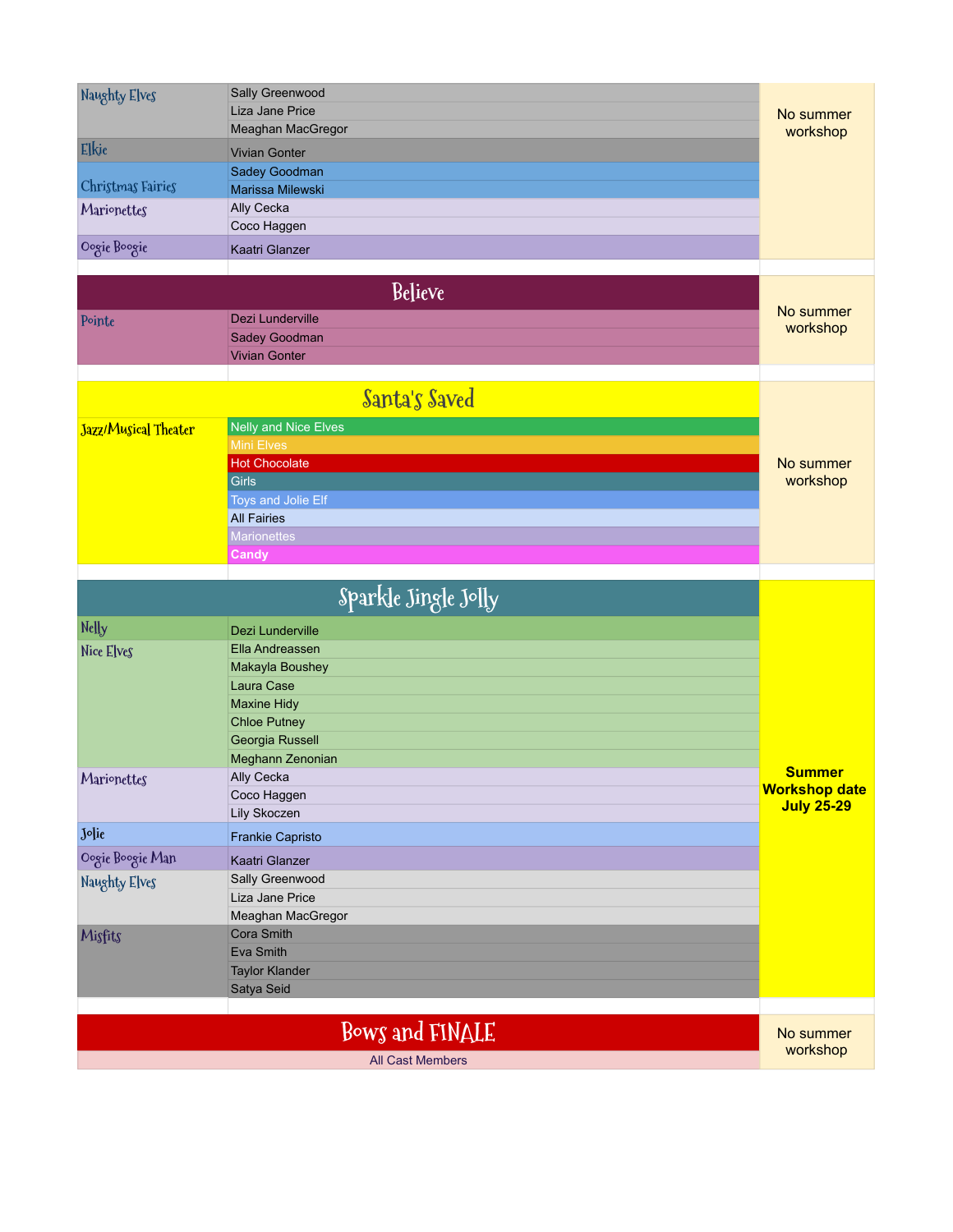| | | |
|---|---|---|
| Naughty Elves | Sally Greenwood | No summer workshop |
| | Liza Jane Price | |
| | Meaghan MacGregor | |
| Elkie | Vivian Gonter | |
| Christmas Fairies | Sadey Goodman | |
| | Marissa Milewski | |
| Marionettes | Ally Cecka | |
| | Coco Haggen | |
| Oogie Boogie | Kaatri Glanzer | |

| Believe | | |
|---|---|---|
| Pointe | Dezi Lunderville | No summer workshop |
| | Sadey Goodman | |
| | Vivian Gonter | |

| Santa's Saved | | |
|---|---|---|
| Jazz/Musical Theater | Nelly and Nice Elves | No summer workshop |
| | Mini Elves | |
| | Hot Chocolate | |
| | Girls | |
| | Toys and Jolie Elf | |
| | All Fairies | |
| | Marionettes | |
| | Candy | |

| Sparkle Jingle Jolly | | |
|---|---|---|
| Nelly | Dezi Lunderville | **Summer Workshop date July 25-29** |
| Nice Elves | Ella Andreassen | |
| | Makayla Boushey | |
| | Laura Case | |
| | Maxine Hidy | |
| | Chloe Putney | |
| | Georgia Russell | |
| | Meghann Zenonian | |
| Marionettes | Ally Cecka | |
| | Coco Haggen | |
| | Lily Skoczen | |
| Jolie | Frankie Capristo | |
| Oogie Boogie Man | Kaatri Glanzer | |
| Naughty Elves | Sally Greenwood | |
| | Liza Jane Price | |
| | Meaghan MacGregor | |
| Misfits | Cora Smith | |
| | Eva Smith | |
| | Taylor Klander | |
| | Satya Seid | |

| Bows and FINALE | |
|---|---|
| All Cast Members | No summer workshop |